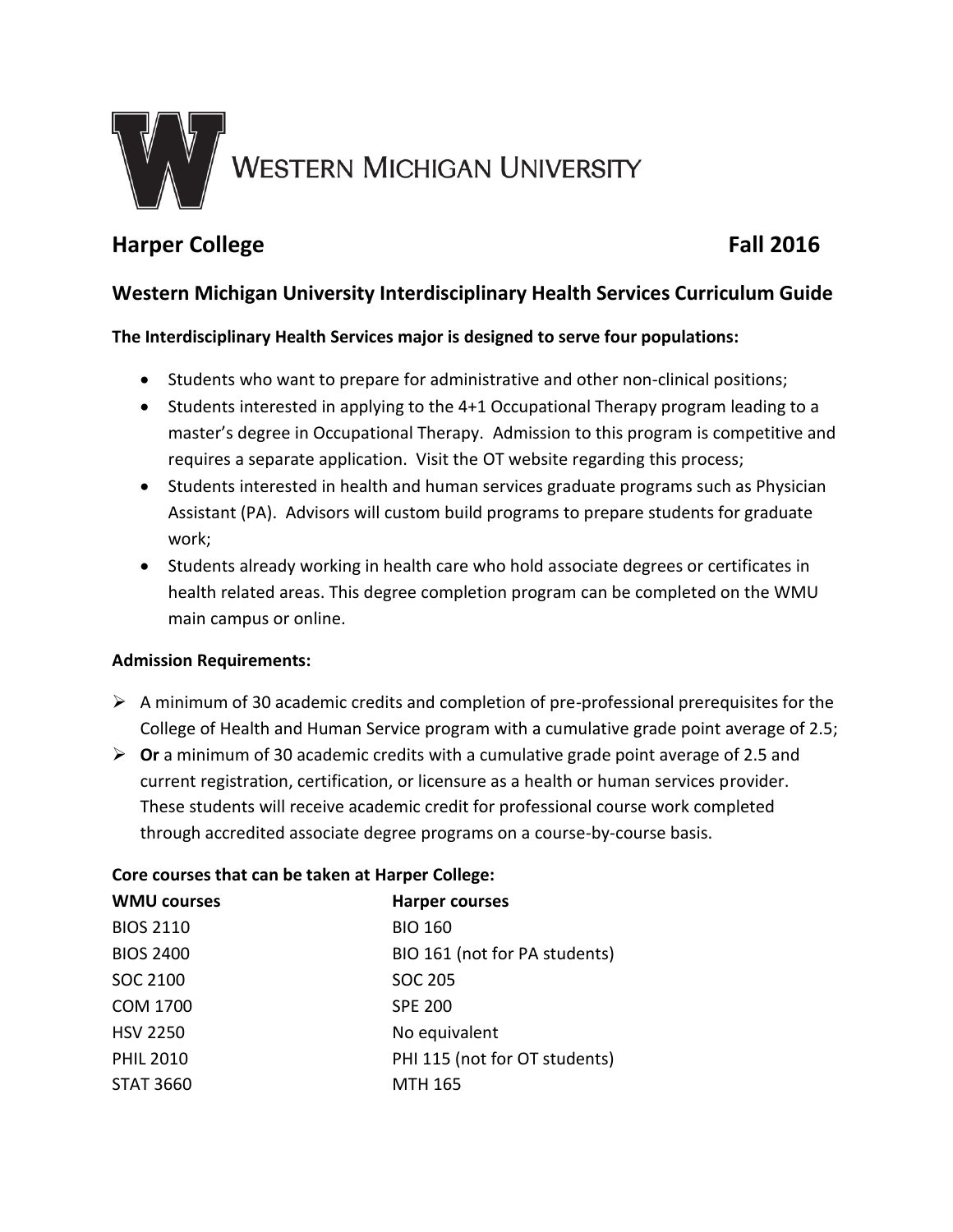**WESTERN MICHIGAN UNIVERSITY**

## Harper College Fall 2016

### Western Michigan University Interdisciplinary Health Services Curriculum Guide

**The Interdisciplinary Health Services major is designed to serve four populations:**

- Students who want to prepare for administrative and other non-clinical positions;
- Students interested in applying to the 4+1 Occupational Therapy program leading to a master's degree in Occupational Therapy. Admission to this program is competitive and requires a separate application. Visit the OT website regarding this process;
- Students interested in health and human services graduate programs such as Physician Assistant (PA). Advisors will custom build programs to prepare students for graduate work;
- Students already working in health care who hold associate degrees or certificates in health related areas. This degree completion program can be completed on the WMU main campus or online.

**Admission Requirements:**

- A minimum of 30 academic credits and completion of pre-professional prerequisites for the College of Health and Human Service program with a cumulative grade point average of 2.5;
- **Or** a minimum of 30 academic credits with a cumulative grade point average of 2.5 and current registration, certification, or licensure as a health or human services provider. These students will receive academic credit for professional course work completed through accredited associate degree programs on a course-by-course basis.

**Core courses that can be taken at Harper College:**

| WMU courses | Harper courses |
| --- | --- |
| BIOS 2110 | BIO 160 |
| BIOS 2400 | BIO 161 (not for PA students) |
| SOC 2100 | SOC 205 |
| COM 1700 | SPE 200 |
| HSV 2250 | No equivalent |
| PHIL 2010 | PHI 115 (not for OT students) |
| STAT 3660 | MTH 165 |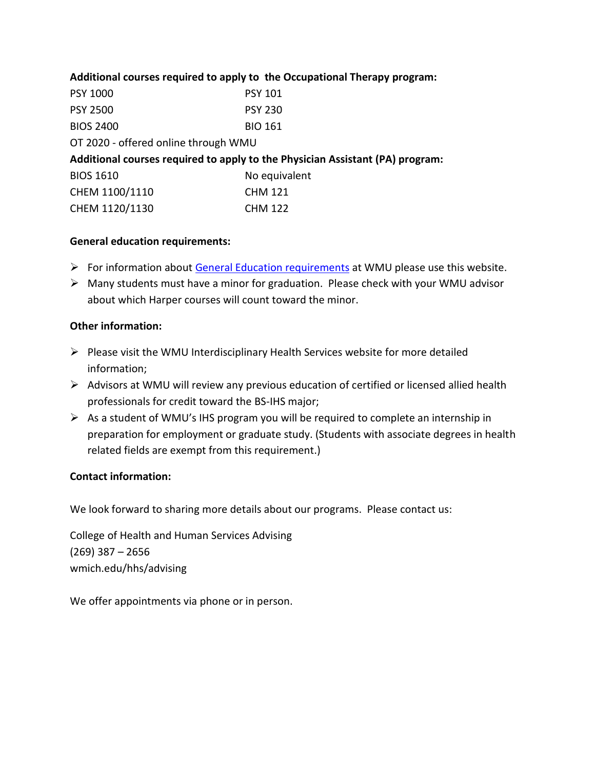**Additional courses required to apply to the Occupational Therapy program:**

| | |
|---|---|
| PSY 1000 | PSY 101 |
| PSY 2500 | PSY 230 |
| BIOS 2400 | BIO 161 |

OT 2020 - offered online through WMU

**Additional courses required to apply to the Physician Assistant (PA) program:**

| | |
|---|---|
| BIOS 1610 | No equivalent |
| CHEM 1100/1110 | CHM 121 |
| CHEM 1120/1130 | CHM 122 |

**General education requirements:**

- For information about [General Education requirements] at WMU please use this website.
- Many students must have a minor for graduation. Please check with your WMU advisor about which Harper courses will count toward the minor.

**Other information:**

- Please visit the WMU Interdisciplinary Health Services website for more detailed information;
- Advisors at WMU will review any previous education of certified or licensed allied health professionals for credit toward the BS-IHS major;
- As a student of WMU's IHS program you will be required to complete an internship in preparation for employment or graduate study. (Students with associate degrees in health related fields are exempt from this requirement.)

**Contact information:**

We look forward to sharing more details about our programs. Please contact us:

College of Health and Human Services Advising
(269) 387 – 2656
wmich.edu/hhs/advising

We offer appointments via phone or in person.